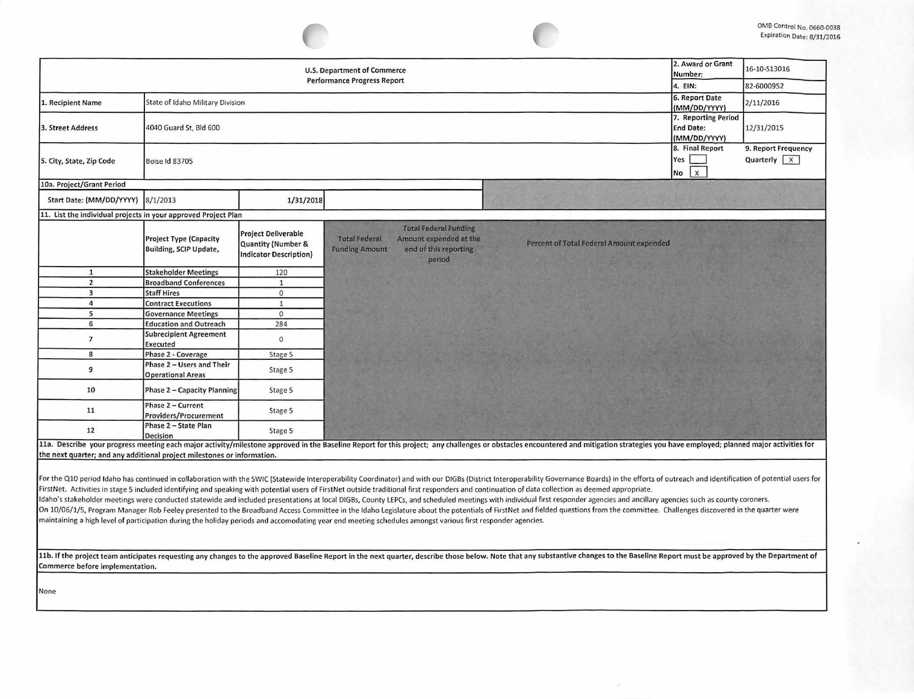OMB Control No. 0660-0038
Expiration Date: 8/31/2016

| U.S. Department of Commerce Performance Progress Report | | 2. Award or Grant Number: | 16-10-S13016 |
|---|---|---|---|
| | | 4. EIN: | 82-6000952 |
| 1. Recipient Name | State of Idaho Military Division | 6. Report Date (MM/DD/YYYY) | 2/11/2016 |
| 3. Street Address | 4040 Guard St, Bld 600 | 7. Reporting Period End Date: (MM/DD/YYYY) | 12/31/2015 |
| 5. City, State, Zip Code | Boise Id 83705 | 8. Final Report Yes [ ] No [X] | 9. Report Frequency Quarterly [X] |

**10a. Project/Grant Period**

| Start Date: (MM/DD/YYYY) | 8/1/2013 | 1/31/2018 |
|---|---|---|

**11. List the individual projects in your approved Project Plan**

| | Project Type (Capacity Building, SCIP Update, | Project Deliverable Quantity (Number & Indicator Description) | Total Federal Funding Amount | Total Federal Funding Amount expended at the end of this reporting period | Percent of Total Federal Amount expended |
|---|---|---|---|---|---|
| 1 | Stakeholder Meetings | 120 | | | |
| 2 | Broadband Conferences | 1 | | | |
| 3 | Staff Hires | 0 | | | |
| 4 | Contract Executions | 1 | | | |
| 5 | Governance Meetings | 0 | | | |
| 6 | Education and Outreach | 284 | | | |
| 7 | Subrecipient Agreement Executed | 0 | | | |
| 8 | Phase 2 - Coverage | Stage 5 | | | |
| 9 | Phase 2 – Users and Their Operational Areas | Stage 5 | | | |
| 10 | Phase 2 – Capacity Planning | Stage 5 | | | |
| 11 | Phase 2 – Current Providers/Procurement | Stage 5 | | | |
| 12 | Phase 2 – State Plan Decision | Stage 5 | | | |

**11a. Describe your progress meeting each major activity/milestone approved in the Baseline Report for this project; any challenges or obstacles encountered and mitigation strategies you have employed; planned major activities for the next quarter; and any additional project milestones or information.**

For the Q10 period Idaho has continued in collaboration with the SWIC (Statewide Interoperability Coordinator) and with our DIGBs (District Interoperability Governance Boards) in the efforts of outreach and identification of potential users for FirstNet. Activities in stage 5 included identifying and speaking with potential users of FirstNet outside traditional first responders and continuation of data collection as deemed appropriate.
Idaho's stakeholder meetings were conducted statewide and included presentations at local DIGBs, County LEPCs, and scheduled meetings with individual first responder agencies and ancillary agencies such as county coroners.
On 10/06/1/5, Program Manager Rob Feeley presented to the Broadband Access Committee in the Idaho Legislature about the potentials of FirstNet and fielded questions from the committee. Challenges discovered in the quarter were maintaining a high level of participation during the holiday periods and accomodating year end meeting schedules amongst various first responder agencies.

**11b. If the project team anticipates requesting any changes to the approved Baseline Report in the next quarter, describe those below. Note that any substantive changes to the Baseline Report must be approved by the Department of Commerce before implementation.**

None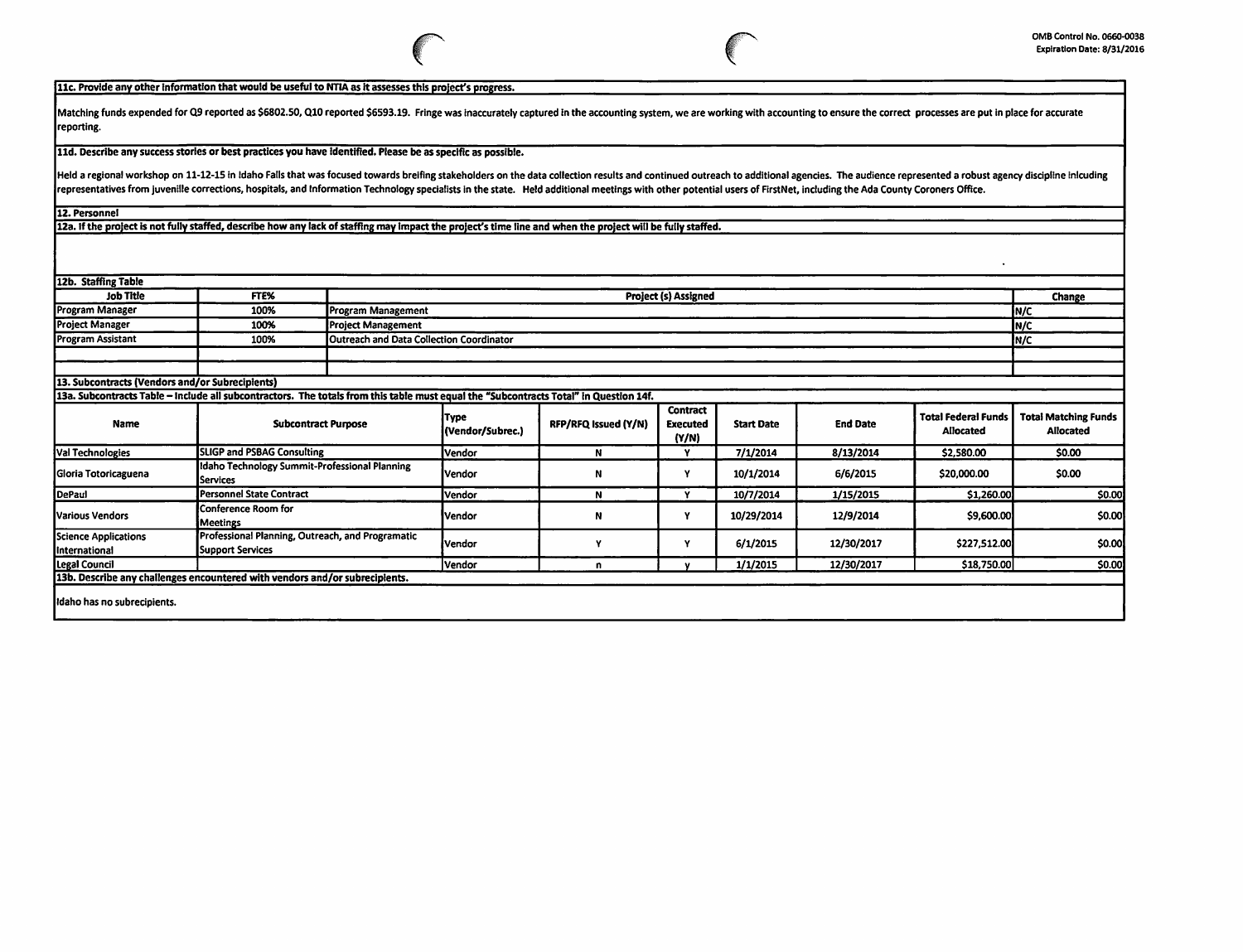**11c. Provide any other information that would be useful to NTIA as it assesses this project's progress.**

Matching funds expended for Q9 reported as $6802.50, Q10 reported $6593.19. Fringe was inaccurately captured in the accounting system, we are working with accounting to ensure the correct processes are put in place for accurate reporting.

**11d. Describe any success stories or best practices you have identified. Please be as specific as possible.**

Held a regional workshop on 11-12-15 in Idaho Falls that was focused towards breifing stakeholders on the data collection results and continued outreach to additional agencies. The audience represented a robust agency discipline inlcuding representatives from juvenille corrections, hospitals, and Information Technology specialists in the state. Held additional meetings with other potential users of FirstNet, including the Ada County Coroners Office.

**12. Personnel**

**12a. If the project is not fully staffed, describe how any lack of staffing may impact the project's time line and when the project will be fully staffed.**

**12b. Staffing Table**

| Job Title | FTE% | Project (s) Assigned | Change |
|---|---|---|---|
| Program Manager | 100% | Program Management | N/C |
| Project Manager | 100% | Project Management | N/C |
| Program Assistant | 100% | Outreach and Data Collection Coordinator | N/C |
| | | | |
| | | | |

**13. Subcontracts (Vendors and/or Subrecipients)**

**13a. Subcontracts Table – Include all subcontractors. The totals from this table must equal the "Subcontracts Total" in Question 14f.**

| Name | Subcontract Purpose | Type (Vendor/Subrec.) | RFP/RFQ Issued (Y/N) | Contract Executed (Y/N) | Start Date | End Date | Total Federal Funds Allocated | Total Matching Funds Allocated |
|---|---|---|---|---|---|---|---|---|
| Val Technologies | SLIGP and PSBAG Consulting | Vendor | N | Y | 7/1/2014 | 8/13/2014 | $2,580.00 | $0.00 |
| Gloria Totoricaguena | Idaho Technology Summit-Professional Planning Services | Vendor | N | Y | 10/1/2014 | 6/6/2015 | $20,000.00 | $0.00 |
| DePaul | Personnel State Contract | Vendor | N | Y | 10/7/2014 | 1/15/2015 | $1,260.00 | $0.00 |
| Various Vendors | Conference Room for Meetings | Vendor | N | Y | 10/29/2014 | 12/9/2014 | $9,600.00 | $0.00 |
| Science Applications International | Professional Planning, Outreach, and Programatic Support Services | Vendor | Y | Y | 6/1/2015 | 12/30/2017 | $227,512.00 | $0.00 |
| Legal Council | | Vendor | n | y | 1/1/2015 | 12/30/2017 | $18,750.00 | $0.00 |

**13b. Describe any challenges encountered with vendors and/or subrecipients.**

Idaho has no subrecipients.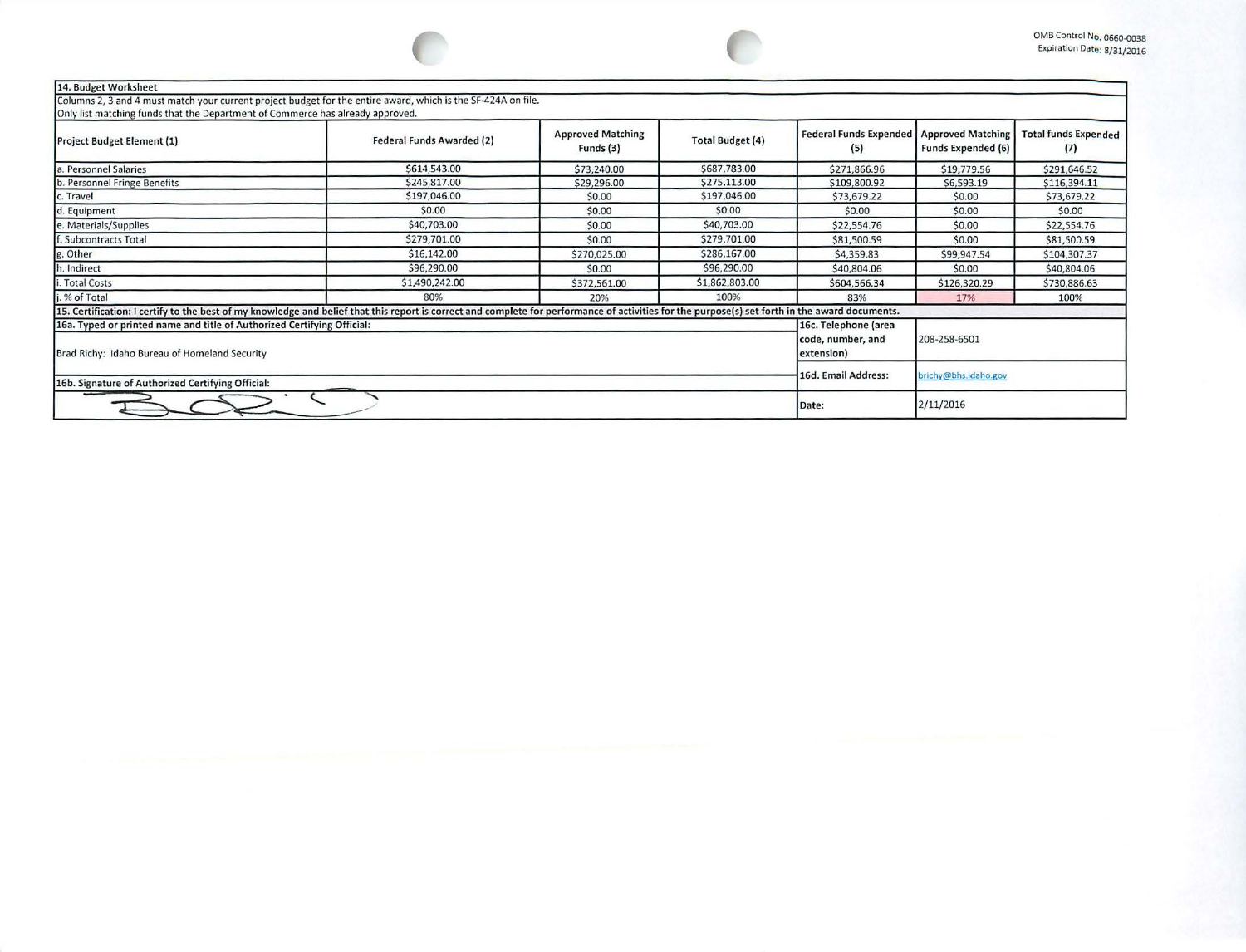OMB Control No. 0660-0038
Expiration Date: 8/31/2016

**14. Budget Worksheet**

Columns 2, 3 and 4 must match your current project budget for the entire award, which is the SF-424A on file.
Only list matching funds that the Department of Commerce has already approved.

| Project Budget Element (1) | Federal Funds Awarded (2) | Approved Matching Funds (3) | Total Budget (4) | Federal Funds Expended (5) | Approved Matching Funds Expended (6) | Total funds Expended (7) |
|---|---|---|---|---|---|---|
| a. Personnel Salaries | $614,543.00 | $73,240.00 | $687,783.00 | $271,866.96 | $19,779.56 | $291,646.52 |
| b. Personnel Fringe Benefits | $245,817.00 | $29,296.00 | $275,113.00 | $109,800.92 | $6,593.19 | $116,394.11 |
| c. Travel | $197,046.00 | $0.00 | $197,046.00 | $73,679.22 | $0.00 | $73,679.22 |
| d. Equipment | $0.00 | $0.00 | $0.00 | $0.00 | $0.00 | $0.00 |
| e. Materials/Supplies | $40,703.00 | $0.00 | $40,703.00 | $22,554.76 | $0.00 | $22,554.76 |
| f. Subcontracts Total | $279,701.00 | $0.00 | $279,701.00 | $81,500.59 | $0.00 | $81,500.59 |
| g. Other | $16,142.00 | $270,025.00 | $286,167.00 | $4,359.83 | $99,947.54 | $104,307.37 |
| h. Indirect | $96,290.00 | $0.00 | $96,290.00 | $40,804.06 | $0.00 | $40,804.06 |
| i. Total Costs | $1,490,242.00 | $372,561.00 | $1,862,803.00 | $604,566.34 | $126,320.29 | $730,886.63 |
| j. % of Total | 80% | 20% | 100% | 83% | 17% | 100% |

**15. Certification:** I certify to the best of my knowledge and belief that this report is correct and complete for performance of activities for the purpose(s) set forth in the award documents.

| | |
|---|---|
| **16a. Typed or printed name and title of Authorized Certifying Official:** Brad Richy: Idaho Bureau of Homeland Security | **16c. Telephone (area code, number, and extension)** 208-258-6501 |
| | **16d. Email Address:** brichy@bhs.idaho.gov |
| **16b. Signature of Authorized Certifying Official:** | **Date:** 2/11/2016 |